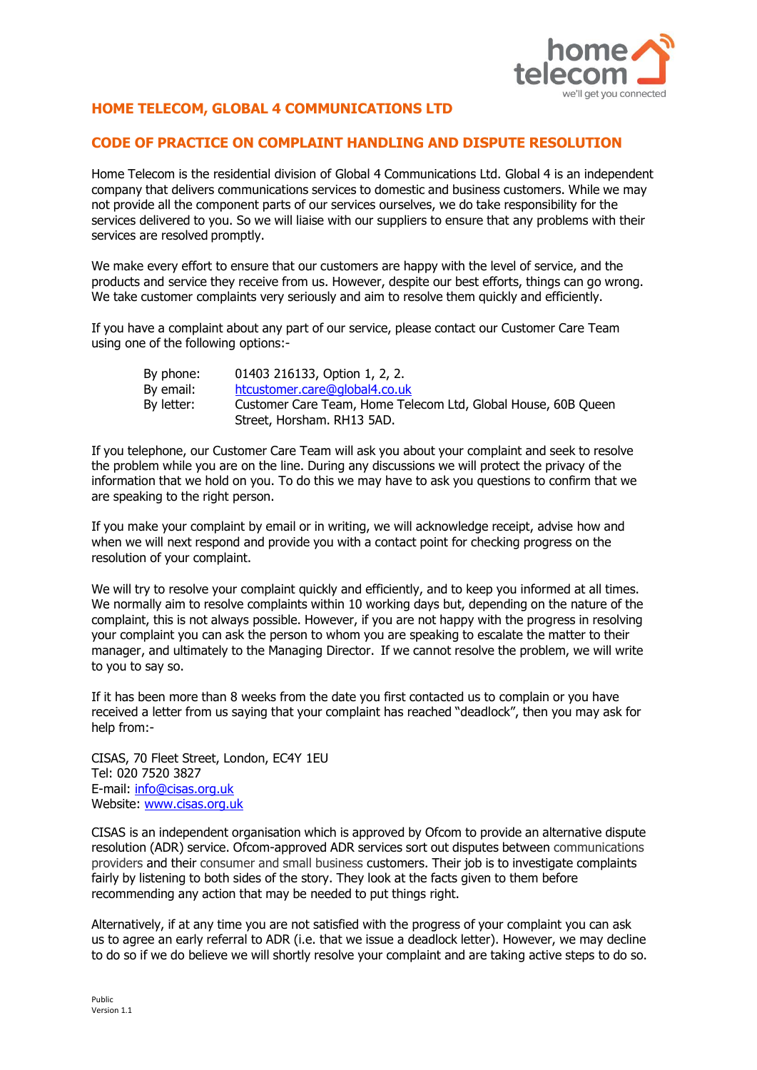# HOME TELECOM, GLOBAL 4 COMMUNICATIONS LTD

## CODE OF PRACTICE ON COMPLAINT HANDLING AND DISPUTE RESOLUTION

Home Telecom is the residential division of Global 4 Communications Ltd. Global 4 is an independent company that delivers communications services to domestic and business customers. While we may not provide all the component parts of our services ourselves, we do take responsibility for the services delivered to you. So we will liaise with our suppliers to ensure that any problems with their services are resolved promptly.

We make every effort to ensure that our customers are happy with the level of service, and the products and service they receive from us. However, despite our best efforts, things can go wrong. We take customer complaints very seriously and aim to resolve them quickly and efficiently.

If you have a complaint about any part of our service, please contact our Customer Care Team using one of the following options:-

| | |
|---|---|
| By phone: | 01403 216133, Option 1, 2, 2. |
| By email: | htcustomer.care@global4.co.uk |
| By letter: | Customer Care Team, Home Telecom Ltd, Global House, 60B Queen Street, Horsham. RH13 5AD. |

If you telephone, our Customer Care Team will ask you about your complaint and seek to resolve the problem while you are on the line. During any discussions we will protect the privacy of the information that we hold on you. To do this we may have to ask you questions to confirm that we are speaking to the right person.

If you make your complaint by email or in writing, we will acknowledge receipt, advise how and when we will next respond and provide you with a contact point for checking progress on the resolution of your complaint.

We will try to resolve your complaint quickly and efficiently, and to keep you informed at all times. We normally aim to resolve complaints within 10 working days but, depending on the nature of the complaint, this is not always possible. However, if you are not happy with the progress in resolving your complaint you can ask the person to whom you are speaking to escalate the matter to their manager, and ultimately to the Managing Director. If we cannot resolve the problem, we will write to you to say so.

If it has been more than 8 weeks from the date you first contacted us to complain or you have received a letter from us saying that your complaint has reached "deadlock", then you may ask for help from:-

CISAS, 70 Fleet Street, London, EC4Y 1EU
Tel: 020 7520 3827
E-mail: info@cisas.org.uk
Website: www.cisas.org.uk

CISAS is an independent organisation which is approved by Ofcom to provide an alternative dispute resolution (ADR) service. Ofcom-approved ADR services sort out disputes between communications providers and their consumer and small business customers. Their job is to investigate complaints fairly by listening to both sides of the story. They look at the facts given to them before recommending any action that may be needed to put things right.

Alternatively, if at any time you are not satisfied with the progress of your complaint you can ask us to agree an early referral to ADR (i.e. that we issue a deadlock letter). However, we may decline to do so if we do believe we will shortly resolve your complaint and are taking active steps to do so.

Public
Version 1.1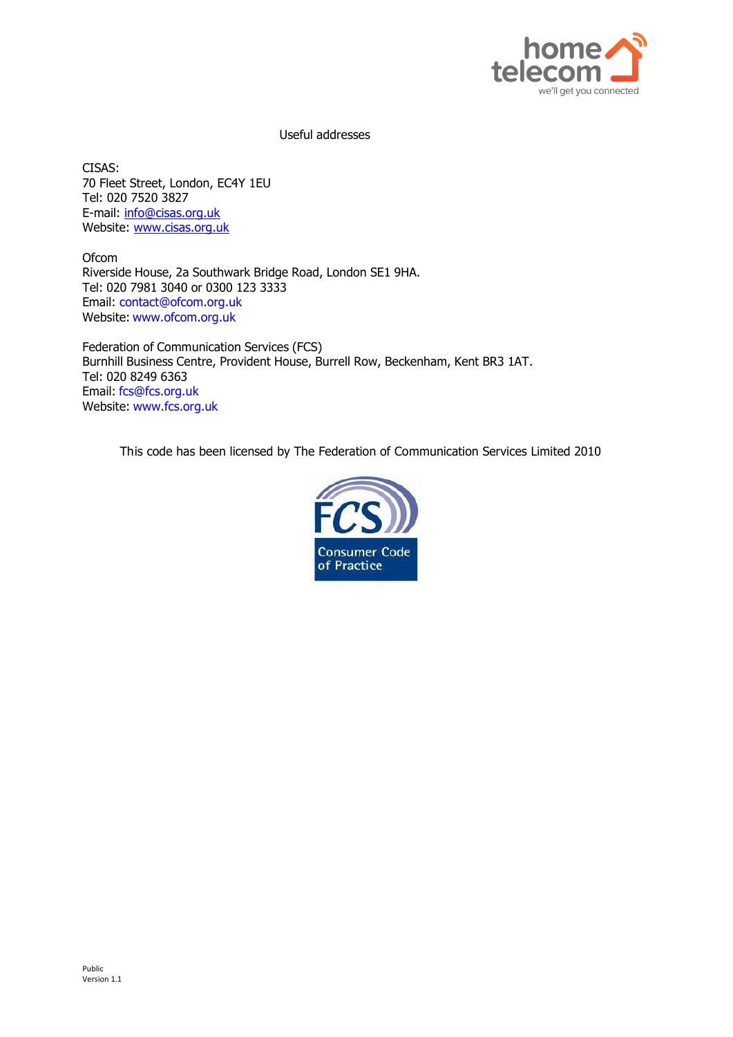Useful addresses

CISAS:
70 Fleet Street, London, EC4Y 1EU
Tel: 020 7520 3827
E-mail: info@cisas.org.uk
Website: www.cisas.org.uk

Ofcom
Riverside House, 2a Southwark Bridge Road, London SE1 9HA.
Tel: 020 7981 3040 or 0300 123 3333
Email: contact@ofcom.org.uk
Website: www.ofcom.org.uk

Federation of Communication Services (FCS)
Burnhill Business Centre, Provident House, Burrell Row, Beckenham, Kent BR3 1AT.
Tel: 020 8249 6363
Email: fcs@fcs.org.uk
Website: www.fcs.org.uk

This code has been licensed by The Federation of Communication Services Limited 2010

Public
Version 1.1